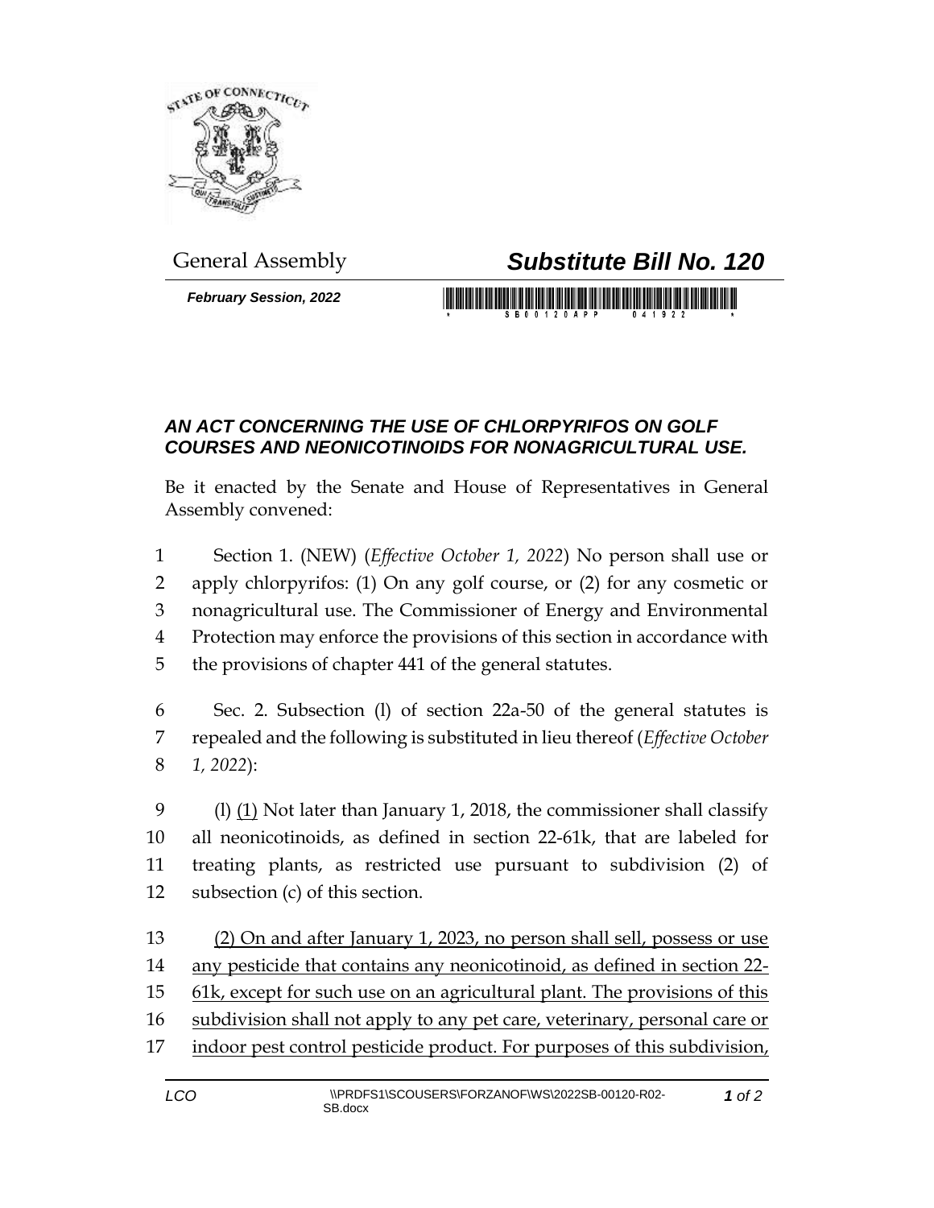General Assembly

# *Substitute Bill No. 120*

***February Session, 2022***

## *AN ACT CONCERNING THE USE OF CHLORPYRIFOS ON GOLF COURSES AND NEONICOTINOIDS FOR NONAGRICULTURAL USE.*

Be it enacted by the Senate and House of Representatives in General Assembly convened:

1 Section 1. (NEW) (*Effective October 1, 2022*) No person shall use or
2 apply chlorpyrifos: (1) On any golf course, or (2) for any cosmetic or
3 nonagricultural use. The Commissioner of Energy and Environmental
4 Protection may enforce the provisions of this section in accordance with
5 the provisions of chapter 441 of the general statutes.

6 Sec. 2. Subsection (l) of section 22a-50 of the general statutes is
7 repealed and the following is substituted in lieu thereof (*Effective October*
8 *1, 2022*):

9 (l) <u>(1)</u> Not later than January 1, 2018, the commissioner shall classify
10 all neonicotinoids, as defined in section 22-61k, that are labeled for
11 treating plants, as restricted use pursuant to subdivision (2) of
12 subsection (c) of this section.

13 <u>(2) On and after January 1, 2023, no person shall sell, possess or use</u>
14 <u>any pesticide that contains any neonicotinoid, as defined in section 22-</u>
15 <u>61k, except for such use on an agricultural plant. The provisions of this</u>
16 <u>subdivision shall not apply to any pet care, veterinary, personal care or</u>
17 <u>indoor pest control pesticide product. For purposes of this subdivision,</u>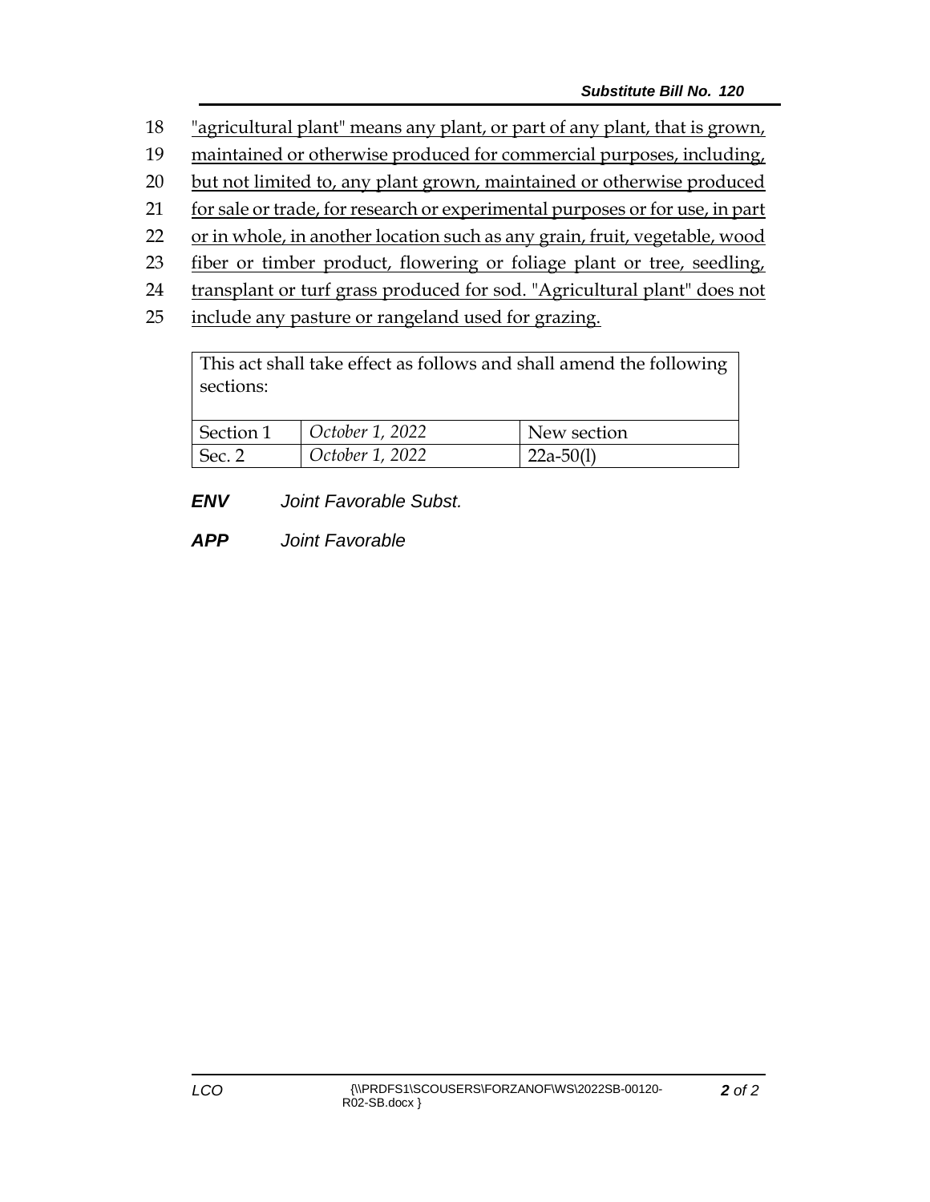18 "agricultural plant" means any plant, or part of any plant, that is grown,
19 maintained or otherwise produced for commercial purposes, including,
20 but not limited to, any plant grown, maintained or otherwise produced
21 for sale or trade, for research or experimental purposes or for use, in part
22 or in whole, in another location such as any grain, fruit, vegetable, wood
23 fiber or timber product, flowering or foliage plant or tree, seedling,
24 transplant or turf grass produced for sod. "Agricultural plant" does not
25 include any pasture or rangeland used for grazing.

| This act shall take effect as follows and shall amend the following sections: | | |
|---|---|---|
| Section 1 | *October 1, 2022* | New section |
| Sec. 2 | *October 1, 2022* | 22a-50(l) |

***ENV*** *Joint Favorable Subst.*

***APP*** *Joint Favorable*